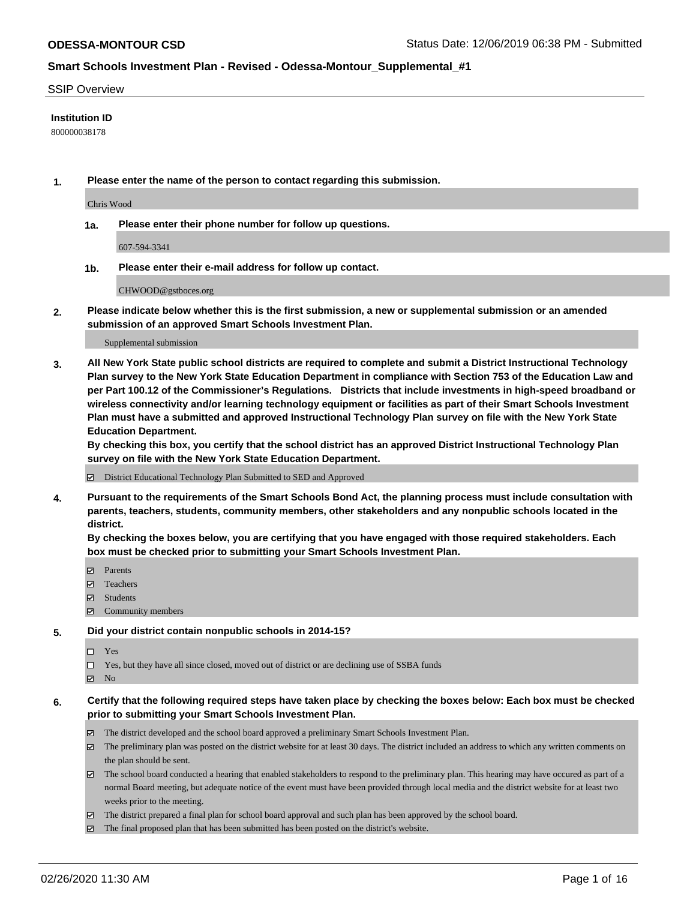**ODESSA-MONTOUR CSD** Status Date: 12/06/2019 06:38 PM - Submitted

**Smart Schools Investment Plan - Revised - Odessa-Montour_Supplemental_#1**

SSIP Overview

**Institution ID**

800000038178

**1. Please enter the name of the person to contact regarding this submission.**

Chris Wood

**1a. Please enter their phone number for follow up questions.**

607-594-3341

**1b. Please enter their e-mail address for follow up contact.**

CHWOOD@gstboces.org

**2. Please indicate below whether this is the first submission, a new or supplemental submission or an amended submission of an approved Smart Schools Investment Plan.**

Supplemental submission

**3. All New York State public school districts are required to complete and submit a District Instructional Technology Plan survey to the New York State Education Department in compliance with Section 753 of the Education Law and per Part 100.12 of the Commissioner's Regulations. Districts that include investments in high-speed broadband or wireless connectivity and/or learning technology equipment or facilities as part of their Smart Schools Investment Plan must have a submitted and approved Instructional Technology Plan survey on file with the New York State Education Department.**
**By checking this box, you certify that the school district has an approved District Instructional Technology Plan survey on file with the New York State Education Department.**

☑ District Educational Technology Plan Submitted to SED and Approved

**4. Pursuant to the requirements of the Smart Schools Bond Act, the planning process must include consultation with parents, teachers, students, community members, other stakeholders and any nonpublic schools located in the district.**
**By checking the boxes below, you are certifying that you have engaged with those required stakeholders. Each box must be checked prior to submitting your Smart Schools Investment Plan.**

☑ Parents
☑ Teachers
☑ Students
☑ Community members

**5. Did your district contain nonpublic schools in 2014-15?**

☐ Yes
☐ Yes, but they have all since closed, moved out of district or are declining use of SSBA funds
☑ No

**6. Certify that the following required steps have taken place by checking the boxes below: Each box must be checked prior to submitting your Smart Schools Investment Plan.**

☑ The district developed and the school board approved a preliminary Smart Schools Investment Plan.
☑ The preliminary plan was posted on the district website for at least 30 days. The district included an address to which any written comments on the plan should be sent.
☑ The school board conducted a hearing that enabled stakeholders to respond to the preliminary plan. This hearing may have occured as part of a normal Board meeting, but adequate notice of the event must have been provided through local media and the district website for at least two weeks prior to the meeting.
☑ The district prepared a final plan for school board approval and such plan has been approved by the school board.
☑ The final proposed plan that has been submitted has been posted on the district's website.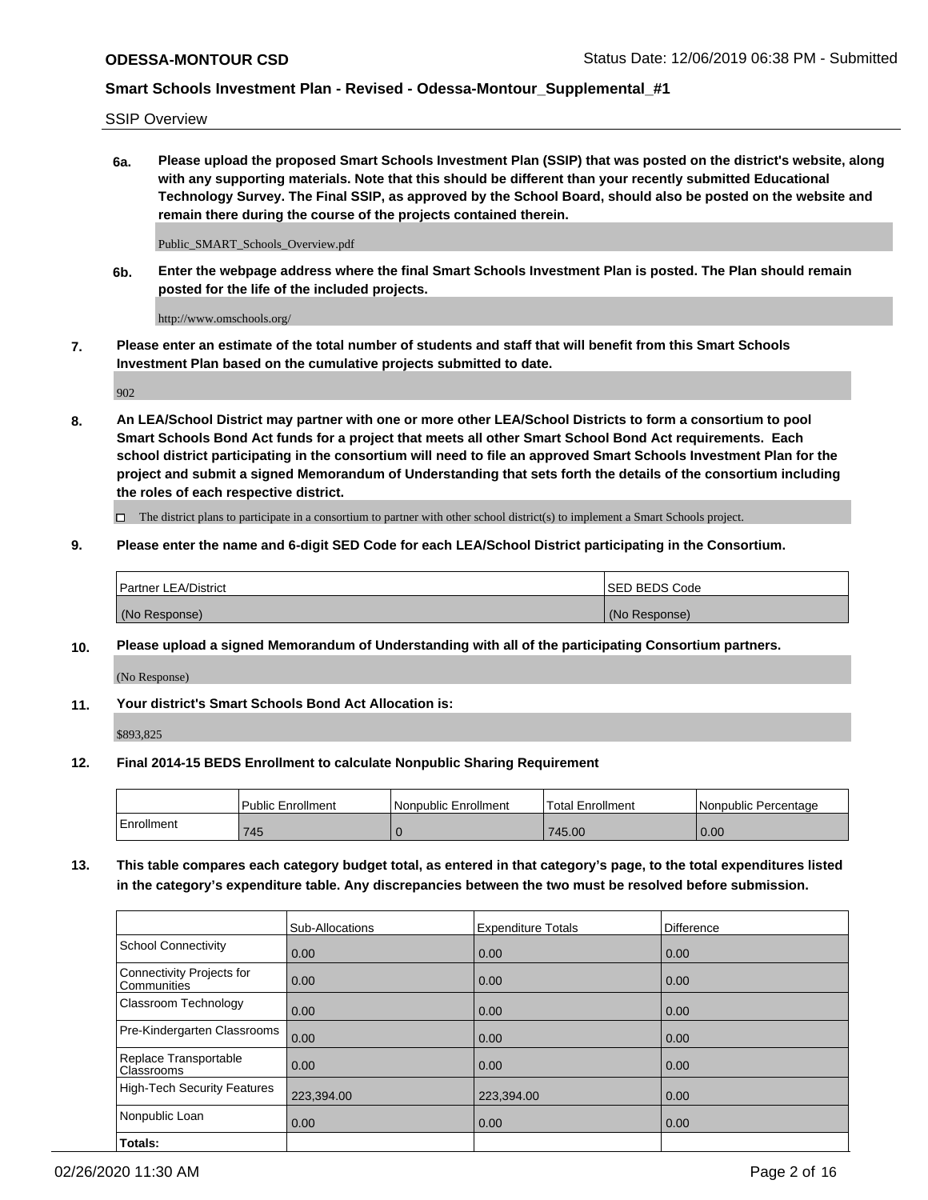SSIP Overview

**6a. Please upload the proposed Smart Schools Investment Plan (SSIP) that was posted on the district's website, along with any supporting materials. Note that this should be different than your recently submitted Educational Technology Survey. The Final SSIP, as approved by the School Board, should also be posted on the website and remain there during the course of the projects contained therein.**

Public_SMART_Schools_Overview.pdf

**6b. Enter the webpage address where the final Smart Schools Investment Plan is posted. The Plan should remain posted for the life of the included projects.**

http://www.omschools.org/

**7. Please enter an estimate of the total number of students and staff that will benefit from this Smart Schools Investment Plan based on the cumulative projects submitted to date.**

902

**8. An LEA/School District may partner with one or more other LEA/School Districts to form a consortium to pool Smart Schools Bond Act funds for a project that meets all other Smart School Bond Act requirements. Each school district participating in the consortium will need to file an approved Smart Schools Investment Plan for the project and submit a signed Memorandum of Understanding that sets forth the details of the consortium including the roles of each respective district.**

☐ The district plans to participate in a consortium to partner with other school district(s) to implement a Smart Schools project.

**9. Please enter the name and 6-digit SED Code for each LEA/School District participating in the Consortium.**

| Partner LEA/District | SED BEDS Code |
|---|---|
| (No Response) | (No Response) |

**10. Please upload a signed Memorandum of Understanding with all of the participating Consortium partners.**

(No Response)

**11. Your district's Smart Schools Bond Act Allocation is:**

$893,825

**12. Final 2014-15 BEDS Enrollment to calculate Nonpublic Sharing Requirement**

| | Public Enrollment | Nonpublic Enrollment | Total Enrollment | Nonpublic Percentage |
|---|---|---|---|---|
| Enrollment | 745 | 0 | 745.00 | 0.00 |

**13. This table compares each category budget total, as entered in that category's page, to the total expenditures listed in the category's expenditure table. Any discrepancies between the two must be resolved before submission.**

| | Sub-Allocations | Expenditure Totals | Difference |
|---|---|---|---|
| School Connectivity | 0.00 | 0.00 | 0.00 |
| Connectivity Projects for Communities | 0.00 | 0.00 | 0.00 |
| Classroom Technology | 0.00 | 0.00 | 0.00 |
| Pre-Kindergarten Classrooms | 0.00 | 0.00 | 0.00 |
| Replace Transportable Classrooms | 0.00 | 0.00 | 0.00 |
| High-Tech Security Features | 223,394.00 | 223,394.00 | 0.00 |
| Nonpublic Loan | 0.00 | 0.00 | 0.00 |
| **Totals:** | | | |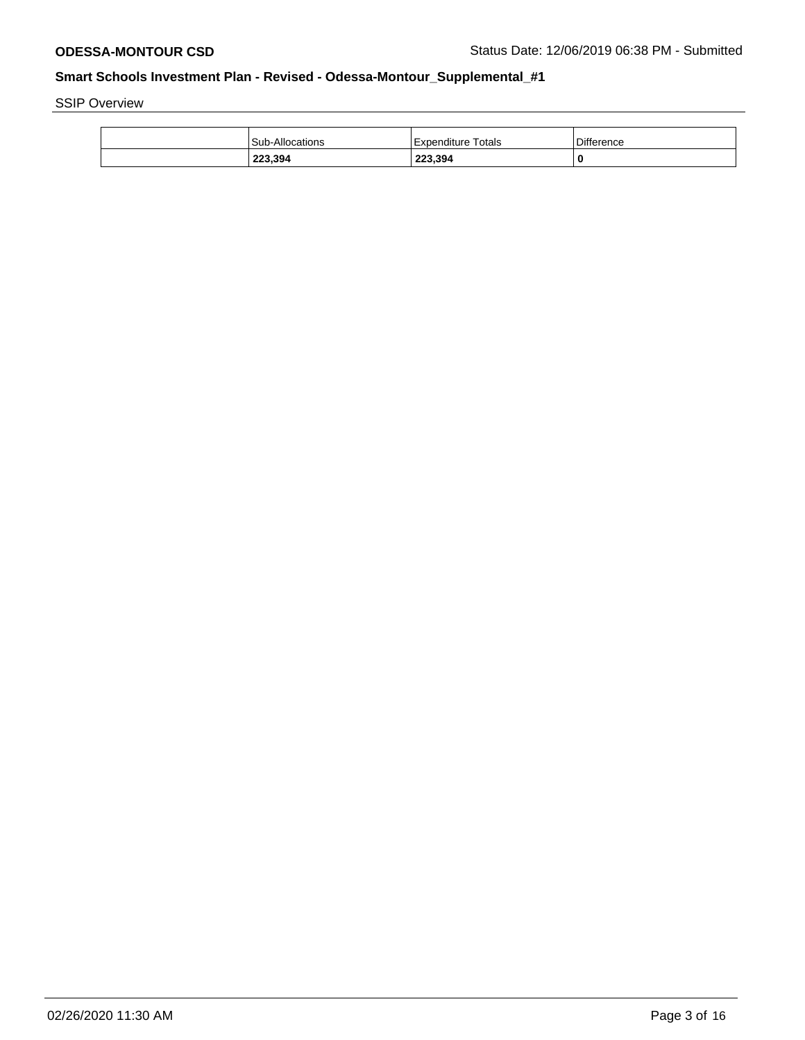**ODESSA-MONTOUR CSD** Status Date: 12/06/2019 06:38 PM - Submitted

**Smart Schools Investment Plan - Revised - Odessa-Montour_Supplemental_#1**

SSIP Overview

| | Sub-Allocations | Expenditure Totals | Difference |
|---|---|---|---|
| | **223,394** | **223,394** | **0** |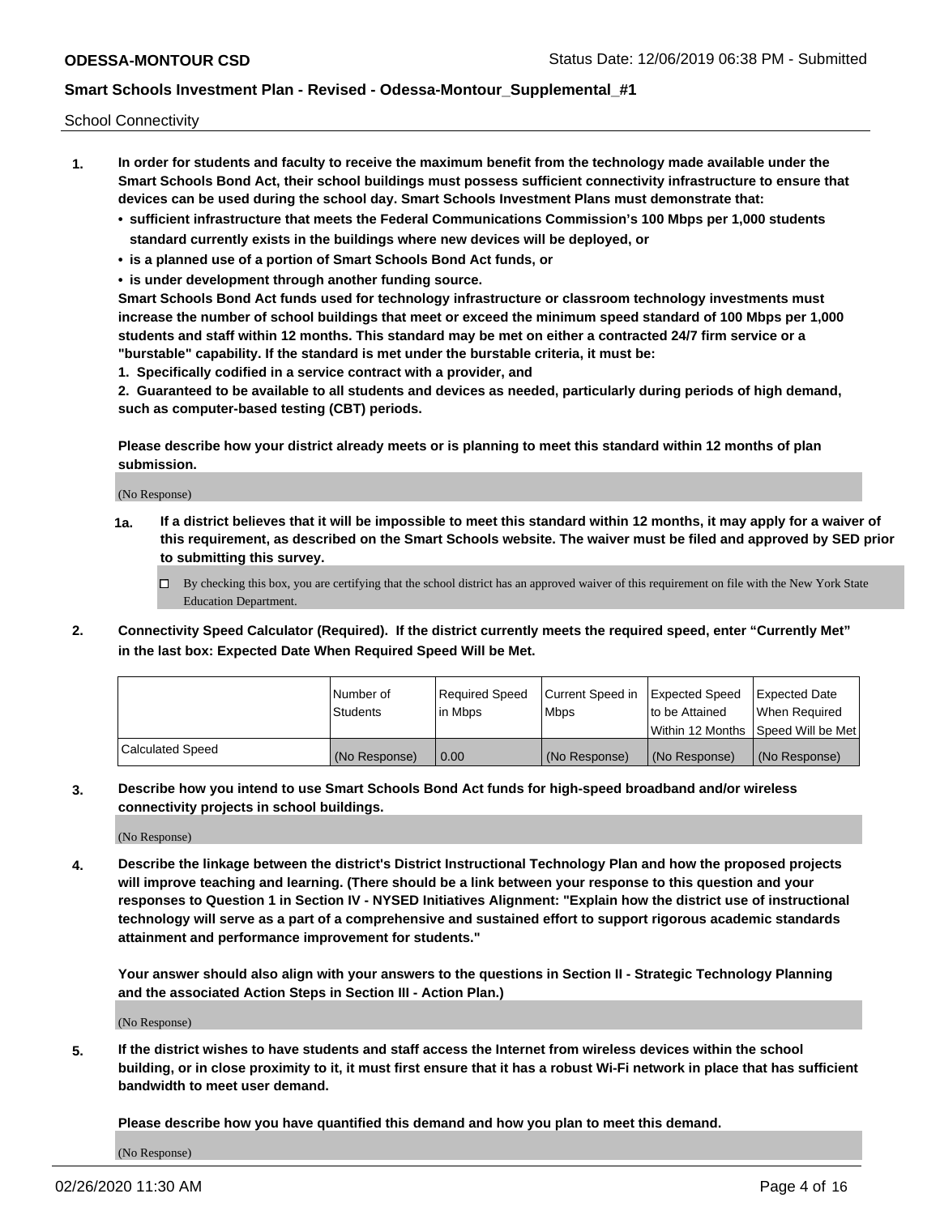School Connectivity

1. **In order for students and faculty to receive the maximum benefit from the technology made available under the Smart Schools Bond Act, their school buildings must possess sufficient connectivity infrastructure to ensure that devices can be used during the school day. Smart Schools Investment Plans must demonstrate that:**
   - **sufficient infrastructure that meets the Federal Communications Commission's 100 Mbps per 1,000 students standard currently exists in the buildings where new devices will be deployed, or**
   - **is a planned use of a portion of Smart Schools Bond Act funds, or**
   - **is under development through another funding source.**

   **Smart Schools Bond Act funds used for technology infrastructure or classroom technology investments must increase the number of school buildings that meet or exceed the minimum speed standard of 100 Mbps per 1,000 students and staff within 12 months. This standard may be met on either a contracted 24/7 firm service or a "burstable" capability. If the standard is met under the burstable criteria, it must be:**

   **1. Specifically codified in a service contract with a provider, and**

   **2. Guaranteed to be available to all students and devices as needed, particularly during periods of high demand, such as computer-based testing (CBT) periods.**

   **Please describe how your district already meets or is planning to meet this standard within 12 months of plan submission.**

   (No Response)

   **1a. If a district believes that it will be impossible to meet this standard within 12 months, it may apply for a waiver of this requirement, as described on the Smart Schools website. The waiver must be filed and approved by SED prior to submitting this survey.**

   ☐ By checking this box, you are certifying that the school district has an approved waiver of this requirement on file with the New York State Education Department.

2. **Connectivity Speed Calculator (Required). If the district currently meets the required speed, enter "Currently Met" in the last box: Expected Date When Required Speed Will be Met.**

| | Number of Students | Required Speed in Mbps | Current Speed in Mbps | Expected Speed to be Attained Within 12 Months | Expected Date When Required Speed Will be Met |
|---|---|---|---|---|---|
| Calculated Speed | (No Response) | 0.00 | (No Response) | (No Response) | (No Response) |

3. **Describe how you intend to use Smart Schools Bond Act funds for high-speed broadband and/or wireless connectivity projects in school buildings.**

   (No Response)

4. **Describe the linkage between the district's District Instructional Technology Plan and how the proposed projects will improve teaching and learning. (There should be a link between your response to this question and your responses to Question 1 in Section IV - NYSED Initiatives Alignment: "Explain how the district use of instructional technology will serve as a part of a comprehensive and sustained effort to support rigorous academic standards attainment and performance improvement for students."**

   **Your answer should also align with your answers to the questions in Section II - Strategic Technology Planning and the associated Action Steps in Section III - Action Plan.)**

   (No Response)

5. **If the district wishes to have students and staff access the Internet from wireless devices within the school building, or in close proximity to it, it must first ensure that it has a robust Wi-Fi network in place that has sufficient bandwidth to meet user demand.**

   **Please describe how you have quantified this demand and how you plan to meet this demand.**

   (No Response)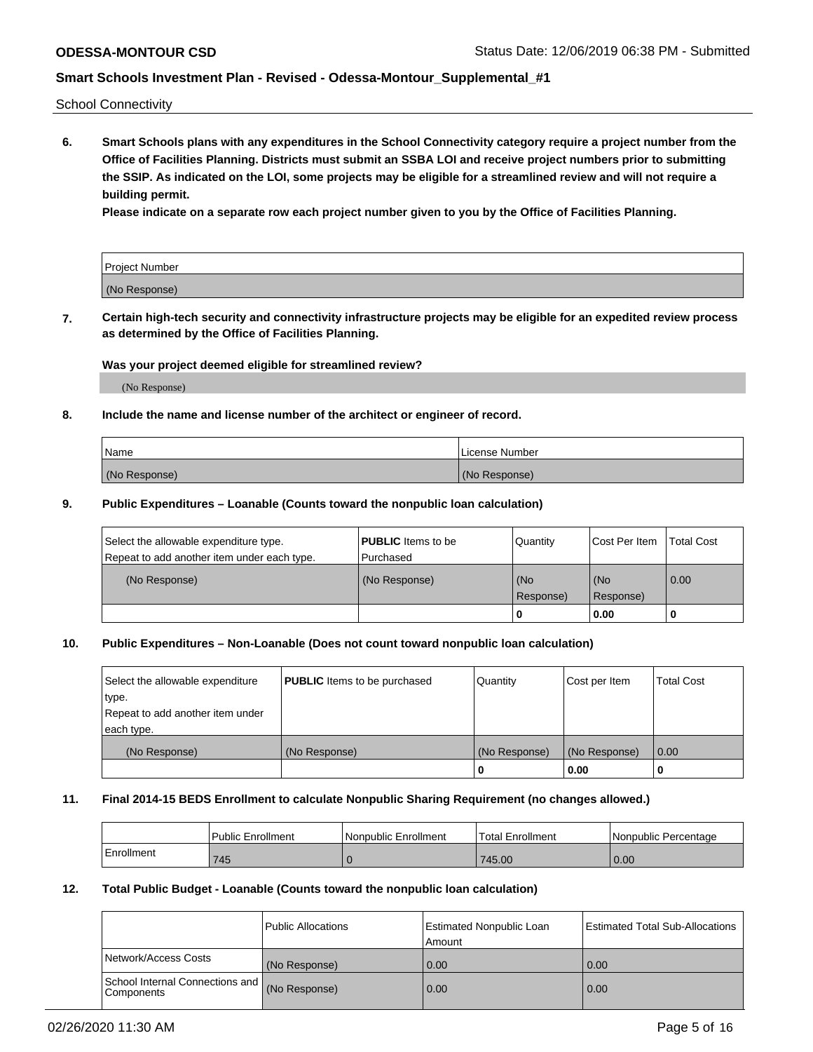School Connectivity

**6. Smart Schools plans with any expenditures in the School Connectivity category require a project number from the Office of Facilities Planning. Districts must submit an SSBA LOI and receive project numbers prior to submitting the SSIP. As indicated on the LOI, some projects may be eligible for a streamlined review and will not require a building permit.**

**Please indicate on a separate row each project number given to you by the Office of Facilities Planning.**

| Project Number |
|---|
| (No Response) |

**7. Certain high-tech security and connectivity infrastructure projects may be eligible for an expedited review process as determined by the Office of Facilities Planning.**

**Was your project deemed eligible for streamlined review?**

(No Response)

**8. Include the name and license number of the architect or engineer of record.**

| Name | License Number |
|---|---|
| (No Response) | (No Response) |

**9. Public Expenditures – Loanable (Counts toward the nonpublic loan calculation)**

| Select the allowable expenditure type. Repeat to add another item under each type. | **PUBLIC** Items to be Purchased | Quantity | Cost Per Item | Total Cost |
|---|---|---|---|---|
| (No Response) | (No Response) | (No Response) | (No Response) | 0.00 |
| | | 0 | 0.00 | 0 |

**10. Public Expenditures – Non-Loanable (Does not count toward nonpublic loan calculation)**

| Select the allowable expenditure type. Repeat to add another item under each type. | **PUBLIC** Items to be purchased | Quantity | Cost per Item | Total Cost |
|---|---|---|---|---|
| (No Response) | (No Response) | (No Response) | (No Response) | 0.00 |
| | | 0 | 0.00 | 0 |

**11. Final 2014-15 BEDS Enrollment to calculate Nonpublic Sharing Requirement (no changes allowed.)**

| | Public Enrollment | Nonpublic Enrollment | Total Enrollment | Nonpublic Percentage |
|---|---|---|---|---|
| Enrollment | 745 | 0 | 745.00 | 0.00 |

**12. Total Public Budget - Loanable (Counts toward the nonpublic loan calculation)**

| | Public Allocations | Estimated Nonpublic Loan Amount | Estimated Total Sub-Allocations |
|---|---|---|---|
| Network/Access Costs | (No Response) | 0.00 | 0.00 |
| School Internal Connections and Components | (No Response) | 0.00 | 0.00 |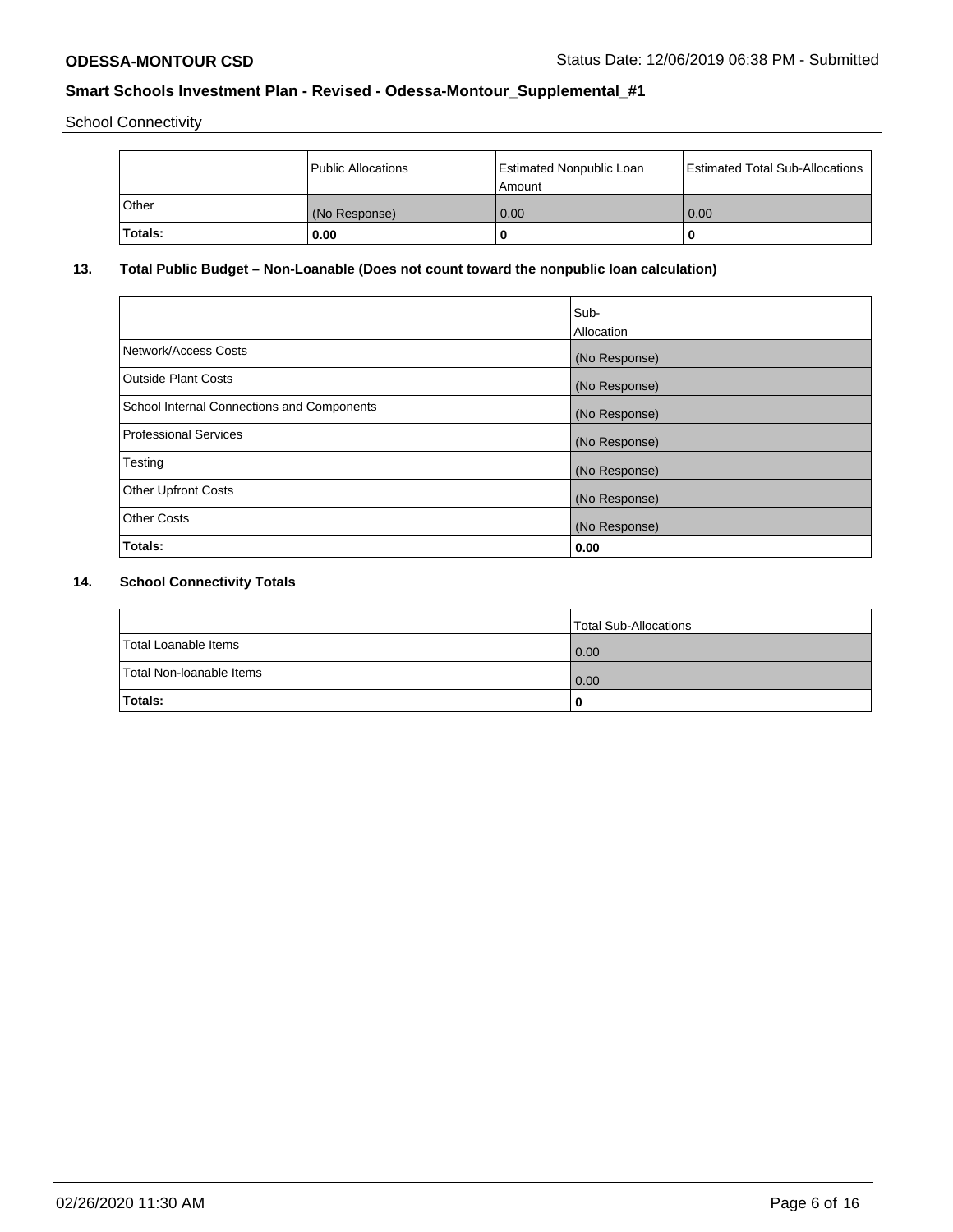School Connectivity

| | Public Allocations | Estimated Nonpublic Loan Amount | Estimated Total Sub-Allocations |
|---|---|---|---|
| Other | (No Response) | 0.00 | 0.00 |
| **Totals:** | **0.00** | **0** | **0** |

## 13. Total Public Budget – Non-Loanable (Does not count toward the nonpublic loan calculation)

| | Sub-Allocation |
|---|---|
| Network/Access Costs | (No Response) |
| Outside Plant Costs | (No Response) |
| School Internal Connections and Components | (No Response) |
| Professional Services | (No Response) |
| Testing | (No Response) |
| Other Upfront Costs | (No Response) |
| Other Costs | (No Response) |
| **Totals:** | **0.00** |

## 14. School Connectivity Totals

| | Total Sub-Allocations |
|---|---|
| Total Loanable Items | 0.00 |
| Total Non-loanable Items | 0.00 |
| **Totals:** | **0** |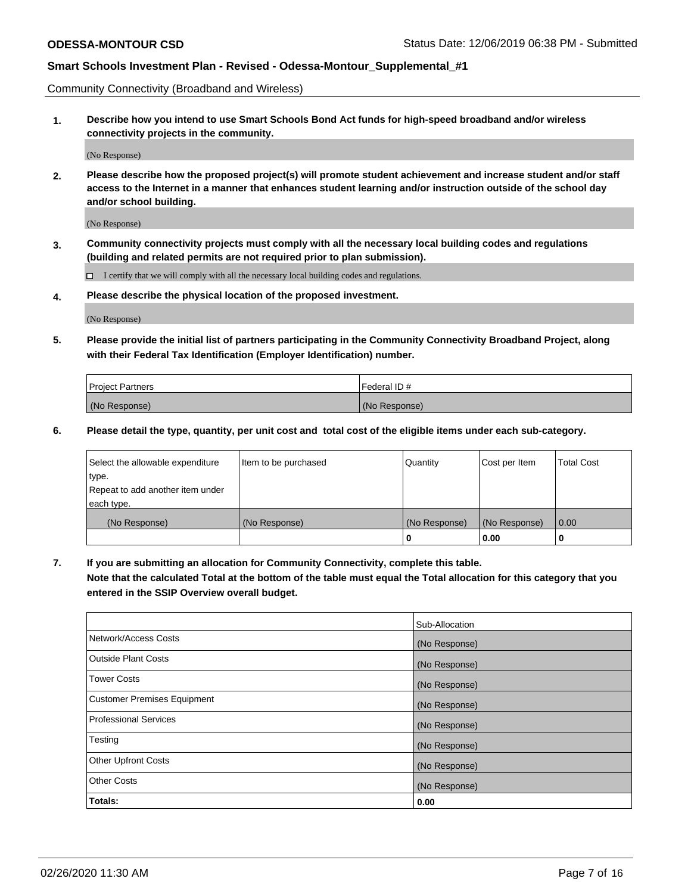**ODESSA-MONTOUR CSD** Status Date: 12/06/2019 06:38 PM - Submitted

**Smart Schools Investment Plan - Revised - Odessa-Montour_Supplemental_#1**

Community Connectivity (Broadband and Wireless)

**1. Describe how you intend to use Smart Schools Bond Act funds for high-speed broadband and/or wireless connectivity projects in the community.**

(No Response)

**2. Please describe how the proposed project(s) will promote student achievement and increase student and/or staff access to the Internet in a manner that enhances student learning and/or instruction outside of the school day and/or school building.**

(No Response)

**3. Community connectivity projects must comply with all the necessary local building codes and regulations (building and related permits are not required prior to plan submission).**

☐ I certify that we will comply with all the necessary local building codes and regulations.

**4. Please describe the physical location of the proposed investment.**

(No Response)

**5. Please provide the initial list of partners participating in the Community Connectivity Broadband Project, along with their Federal Tax Identification (Employer Identification) number.**

| Project Partners | Federal ID # |
|---|---|
| (No Response) | (No Response) |

**6. Please detail the type, quantity, per unit cost and total cost of the eligible items under each sub-category.**

| Select the allowable expenditure type. Repeat to add another item under each type. | Item to be purchased | Quantity | Cost per Item | Total Cost |
|---|---|---|---|---|
| (No Response) | (No Response) | (No Response) | (No Response) | 0.00 |
| | | 0 | 0.00 | 0 |

**7. If you are submitting an allocation for Community Connectivity, complete this table. Note that the calculated Total at the bottom of the table must equal the Total allocation for this category that you entered in the SSIP Overview overall budget.**

| | Sub-Allocation |
|---|---|
| Network/Access Costs | (No Response) |
| Outside Plant Costs | (No Response) |
| Tower Costs | (No Response) |
| Customer Premises Equipment | (No Response) |
| Professional Services | (No Response) |
| Testing | (No Response) |
| Other Upfront Costs | (No Response) |
| Other Costs | (No Response) |
| **Totals:** | **0.00** |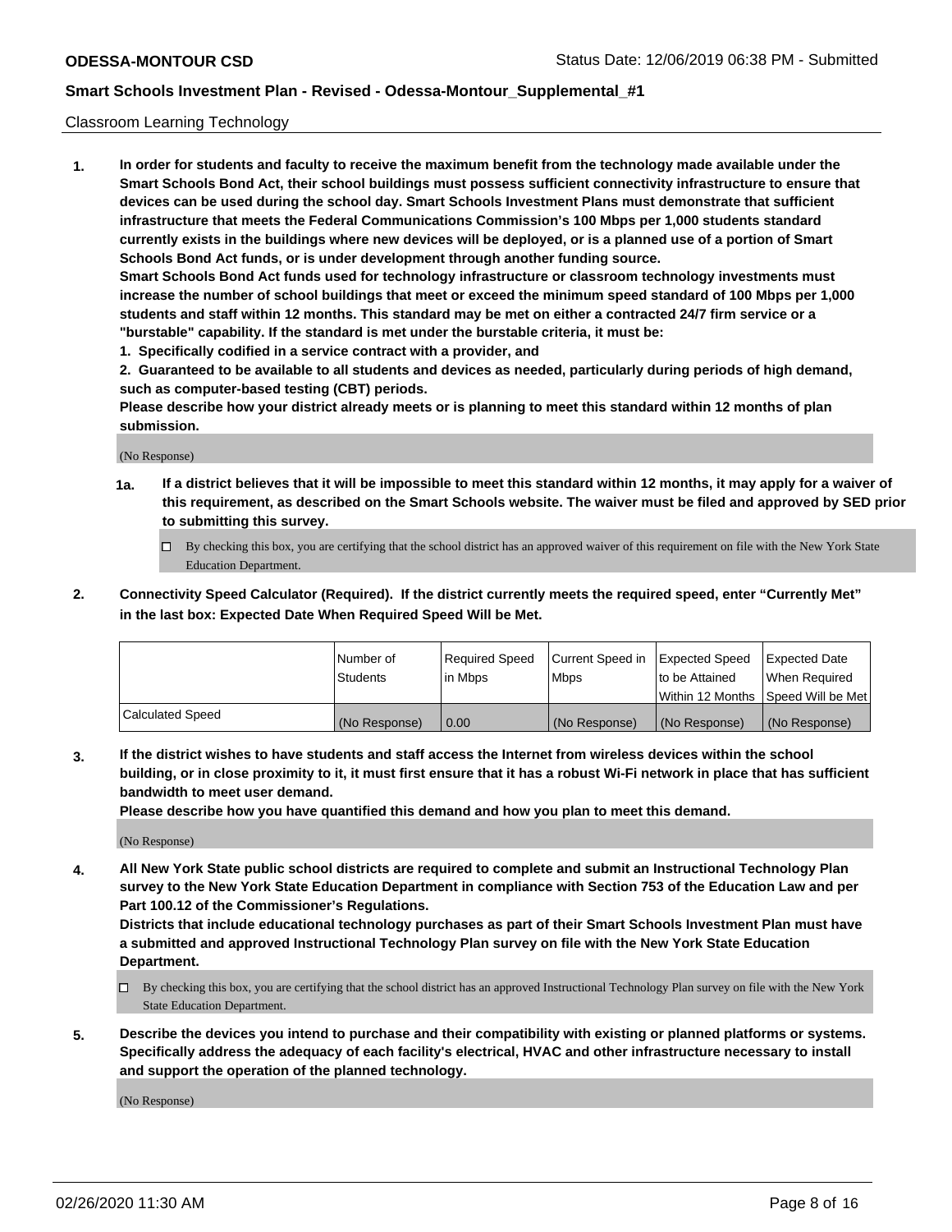Classroom Learning Technology

**1. In order for students and faculty to receive the maximum benefit from the technology made available under the Smart Schools Bond Act, their school buildings must possess sufficient connectivity infrastructure to ensure that devices can be used during the school day. Smart Schools Investment Plans must demonstrate that sufficient infrastructure that meets the Federal Communications Commission's 100 Mbps per 1,000 students standard currently exists in the buildings where new devices will be deployed, or is a planned use of a portion of Smart Schools Bond Act funds, or is under development through another funding source.**

**Smart Schools Bond Act funds used for technology infrastructure or classroom technology investments must increase the number of school buildings that meet or exceed the minimum speed standard of 100 Mbps per 1,000 students and staff within 12 months. This standard may be met on either a contracted 24/7 firm service or a "burstable" capability. If the standard is met under the burstable criteria, it must be:**

**1. Specifically codified in a service contract with a provider, and**

**2. Guaranteed to be available to all students and devices as needed, particularly during periods of high demand, such as computer-based testing (CBT) periods.**

**Please describe how your district already meets or is planning to meet this standard within 12 months of plan submission.**

(No Response)

**1a. If a district believes that it will be impossible to meet this standard within 12 months, it may apply for a waiver of this requirement, as described on the Smart Schools website. The waiver must be filed and approved by SED prior to submitting this survey.**

☐ By checking this box, you are certifying that the school district has an approved waiver of this requirement on file with the New York State Education Department.

**2. Connectivity Speed Calculator (Required). If the district currently meets the required speed, enter "Currently Met" in the last box: Expected Date When Required Speed Will be Met.**

| | Number of Students | Required Speed in Mbps | Current Speed in Mbps | Expected Speed to be Attained Within 12 Months | Expected Date When Required Speed Will be Met |
|---|---|---|---|---|---|
| Calculated Speed | (No Response) | 0.00 | (No Response) | (No Response) | (No Response) |

**3. If the district wishes to have students and staff access the Internet from wireless devices within the school building, or in close proximity to it, it must first ensure that it has a robust Wi-Fi network in place that has sufficient bandwidth to meet user demand.**

**Please describe how you have quantified this demand and how you plan to meet this demand.**

(No Response)

**4. All New York State public school districts are required to complete and submit an Instructional Technology Plan survey to the New York State Education Department in compliance with Section 753 of the Education Law and per Part 100.12 of the Commissioner's Regulations.**

**Districts that include educational technology purchases as part of their Smart Schools Investment Plan must have a submitted and approved Instructional Technology Plan survey on file with the New York State Education Department.**

☐ By checking this box, you are certifying that the school district has an approved Instructional Technology Plan survey on file with the New York State Education Department.

**5. Describe the devices you intend to purchase and their compatibility with existing or planned platforms or systems. Specifically address the adequacy of each facility's electrical, HVAC and other infrastructure necessary to install and support the operation of the planned technology.**

(No Response)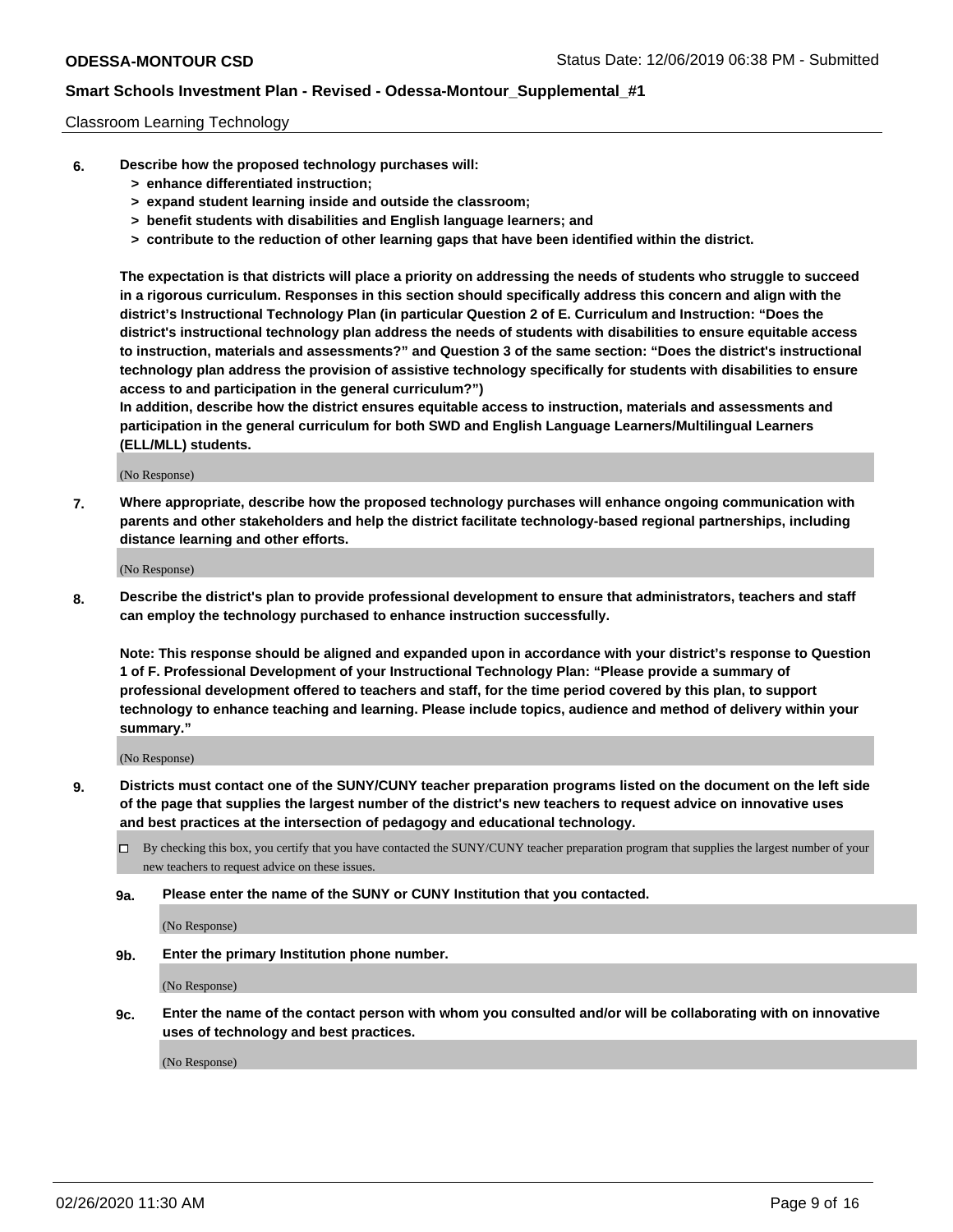Classroom Learning Technology

**6. Describe how the proposed technology purchases will:**
- **> enhance differentiated instruction;**
- **> expand student learning inside and outside the classroom;**
- **> benefit students with disabilities and English language learners; and**
- **> contribute to the reduction of other learning gaps that have been identified within the district.**

**The expectation is that districts will place a priority on addressing the needs of students who struggle to succeed in a rigorous curriculum. Responses in this section should specifically address this concern and align with the district's Instructional Technology Plan (in particular Question 2 of E. Curriculum and Instruction: "Does the district's instructional technology plan address the needs of students with disabilities to ensure equitable access to instruction, materials and assessments?" and Question 3 of the same section: "Does the district's instructional technology plan address the provision of assistive technology specifically for students with disabilities to ensure access to and participation in the general curriculum?")**

**In addition, describe how the district ensures equitable access to instruction, materials and assessments and participation in the general curriculum for both SWD and English Language Learners/Multilingual Learners (ELL/MLL) students.**

(No Response)

**7. Where appropriate, describe how the proposed technology purchases will enhance ongoing communication with parents and other stakeholders and help the district facilitate technology-based regional partnerships, including distance learning and other efforts.**

(No Response)

**8. Describe the district's plan to provide professional development to ensure that administrators, teachers and staff can employ the technology purchased to enhance instruction successfully.**

**Note: This response should be aligned and expanded upon in accordance with your district's response to Question 1 of F. Professional Development of your Instructional Technology Plan: "Please provide a summary of professional development offered to teachers and staff, for the time period covered by this plan, to support technology to enhance teaching and learning. Please include topics, audience and method of delivery within your summary."**

(No Response)

**9. Districts must contact one of the SUNY/CUNY teacher preparation programs listed on the document on the left side of the page that supplies the largest number of the district's new teachers to request advice on innovative uses and best practices at the intersection of pedagogy and educational technology.**

☐ By checking this box, you certify that you have contacted the SUNY/CUNY teacher preparation program that supplies the largest number of your new teachers to request advice on these issues.

**9a. Please enter the name of the SUNY or CUNY Institution that you contacted.**

(No Response)

**9b. Enter the primary Institution phone number.**

(No Response)

**9c. Enter the name of the contact person with whom you consulted and/or will be collaborating with on innovative uses of technology and best practices.**

(No Response)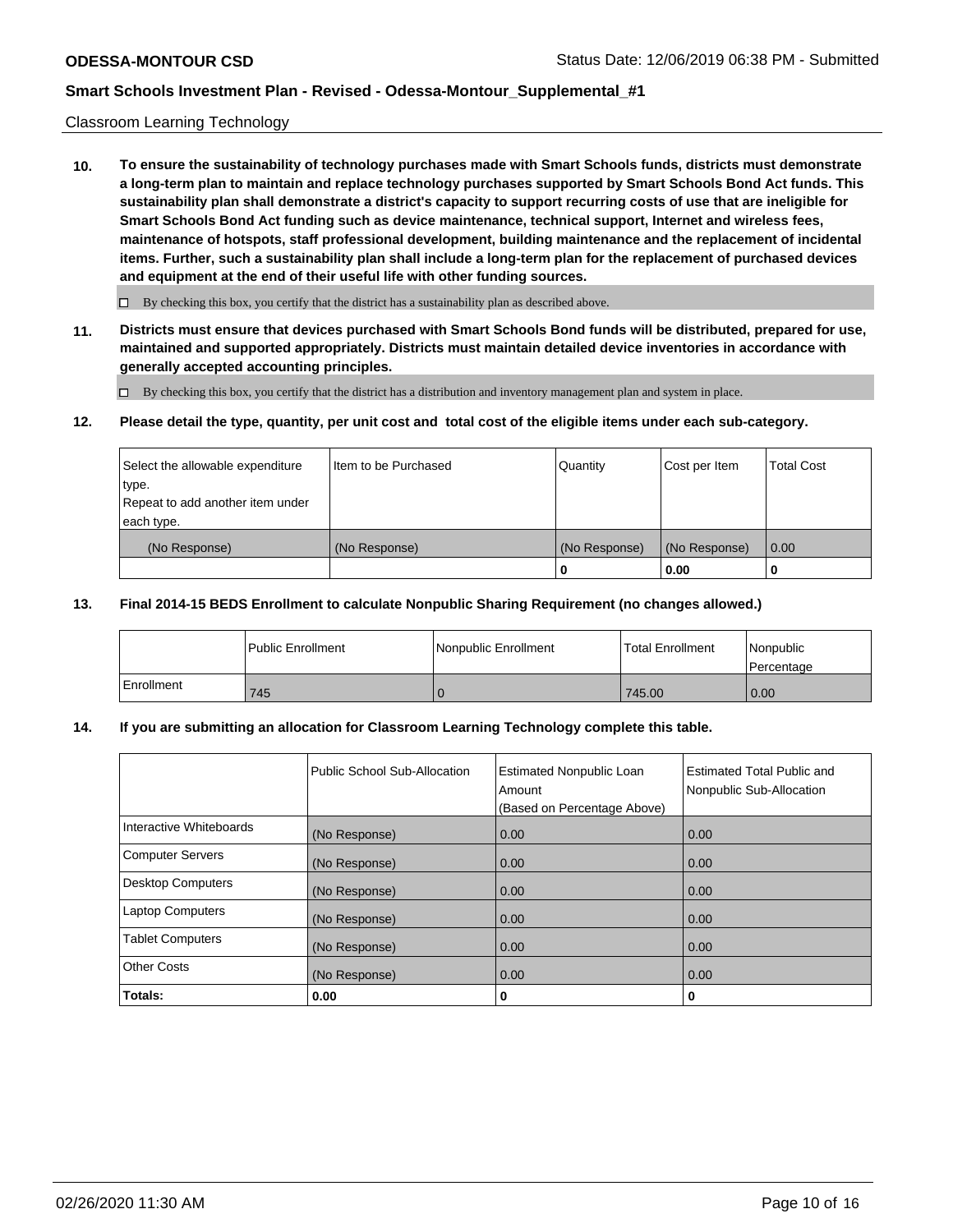Classroom Learning Technology

**10. To ensure the sustainability of technology purchases made with Smart Schools funds, districts must demonstrate a long-term plan to maintain and replace technology purchases supported by Smart Schools Bond Act funds. This sustainability plan shall demonstrate a district's capacity to support recurring costs of use that are ineligible for Smart Schools Bond Act funding such as device maintenance, technical support, Internet and wireless fees, maintenance of hotspots, staff professional development, building maintenance and the replacement of incidental items. Further, such a sustainability plan shall include a long-term plan for the replacement of purchased devices and equipment at the end of their useful life with other funding sources.**

☐ By checking this box, you certify that the district has a sustainability plan as described above.

**11. Districts must ensure that devices purchased with Smart Schools Bond funds will be distributed, prepared for use, maintained and supported appropriately. Districts must maintain detailed device inventories in accordance with generally accepted accounting principles.**

☐ By checking this box, you certify that the district has a distribution and inventory management plan and system in place.

**12. Please detail the type, quantity, per unit cost and total cost of the eligible items under each sub-category.**

| Select the allowable expenditure type. Repeat to add another item under each type. | Item to be Purchased | Quantity | Cost per Item | Total Cost |
|---|---|---|---|---|
| (No Response) | (No Response) | (No Response) | (No Response) | 0.00 |
| | | **0** | **0.00** | **0** |

**13. Final 2014-15 BEDS Enrollment to calculate Nonpublic Sharing Requirement (no changes allowed.)**

| | Public Enrollment | Nonpublic Enrollment | Total Enrollment | Nonpublic Percentage |
|---|---|---|---|---|
| Enrollment | 745 | 0 | 745.00 | 0.00 |

**14. If you are submitting an allocation for Classroom Learning Technology complete this table.**

| | Public School Sub-Allocation | Estimated Nonpublic Loan Amount (Based on Percentage Above) | Estimated Total Public and Nonpublic Sub-Allocation |
|---|---|---|---|
| Interactive Whiteboards | (No Response) | 0.00 | 0.00 |
| Computer Servers | (No Response) | 0.00 | 0.00 |
| Desktop Computers | (No Response) | 0.00 | 0.00 |
| Laptop Computers | (No Response) | 0.00 | 0.00 |
| Tablet Computers | (No Response) | 0.00 | 0.00 |
| Other Costs | (No Response) | 0.00 | 0.00 |
| **Totals:** | **0.00** | **0** | **0** |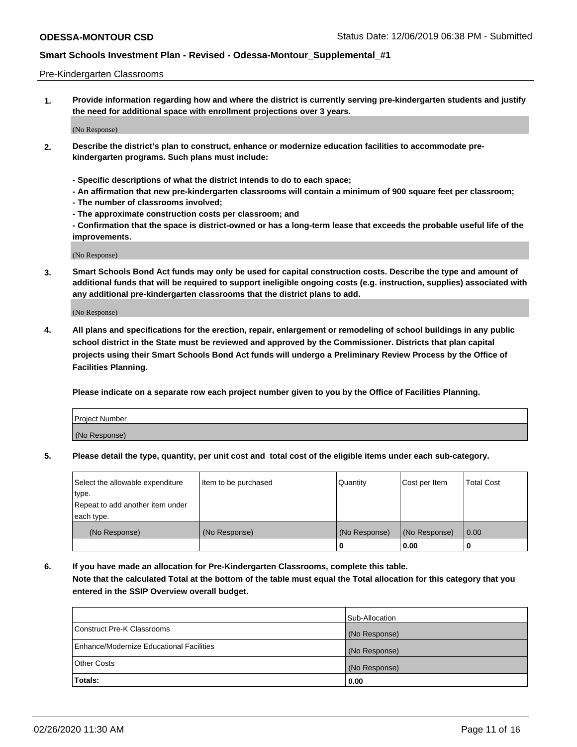Pre-Kindergarten Classrooms

**1. Provide information regarding how and where the district is currently serving pre-kindergarten students and justify the need for additional space with enrollment projections over 3 years.**

(No Response)

**2. Describe the district's plan to construct, enhance or modernize education facilities to accommodate pre-kindergarten programs. Such plans must include:**

**- Specific descriptions of what the district intends to do to each space;**
**- An affirmation that new pre-kindergarten classrooms will contain a minimum of 900 square feet per classroom;**
**- The number of classrooms involved;**
**- The approximate construction costs per classroom; and**
**- Confirmation that the space is district-owned or has a long-term lease that exceeds the probable useful life of the improvements.**

(No Response)

**3. Smart Schools Bond Act funds may only be used for capital construction costs. Describe the type and amount of additional funds that will be required to support ineligible ongoing costs (e.g. instruction, supplies) associated with any additional pre-kindergarten classrooms that the district plans to add.**

(No Response)

**4. All plans and specifications for the erection, repair, enlargement or remodeling of school buildings in any public school district in the State must be reviewed and approved by the Commissioner. Districts that plan capital projects using their Smart Schools Bond Act funds will undergo a Preliminary Review Process by the Office of Facilities Planning.**

**Please indicate on a separate row each project number given to you by the Office of Facilities Planning.**

| Project Number |
|---|
| (No Response) |

**5. Please detail the type, quantity, per unit cost and total cost of the eligible items under each sub-category.**

| Select the allowable expenditure type. Repeat to add another item under each type. | Item to be purchased | Quantity | Cost per Item | Total Cost |
|---|---|---|---|---|
| (No Response) | (No Response) | (No Response) | (No Response) | 0.00 |
| | | 0 | 0.00 | 0 |

**6. If you have made an allocation for Pre-Kindergarten Classrooms, complete this table.**
**Note that the calculated Total at the bottom of the table must equal the Total allocation for this category that you entered in the SSIP Overview overall budget.**

| | Sub-Allocation |
|---|---|
| Construct Pre-K Classrooms | (No Response) |
| Enhance/Modernize Educational Facilities | (No Response) |
| Other Costs | (No Response) |
| **Totals:** | **0.00** |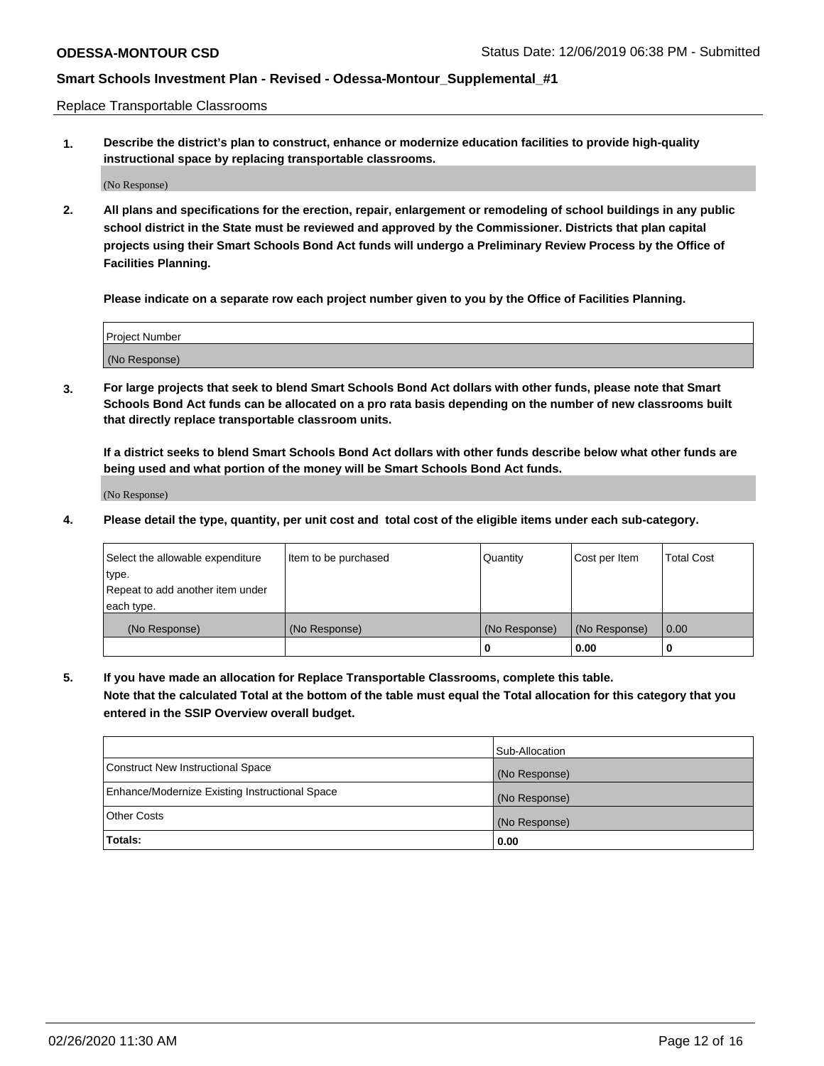Replace Transportable Classrooms

**1. Describe the district's plan to construct, enhance or modernize education facilities to provide high-quality instructional space by replacing transportable classrooms.**

(No Response)

**2. All plans and specifications for the erection, repair, enlargement or remodeling of school buildings in any public school district in the State must be reviewed and approved by the Commissioner. Districts that plan capital projects using their Smart Schools Bond Act funds will undergo a Preliminary Review Process by the Office of Facilities Planning.**

**Please indicate on a separate row each project number given to you by the Office of Facilities Planning.**

| Project Number |
|---|
| (No Response) |

**3. For large projects that seek to blend Smart Schools Bond Act dollars with other funds, please note that Smart Schools Bond Act funds can be allocated on a pro rata basis depending on the number of new classrooms built that directly replace transportable classroom units.**

**If a district seeks to blend Smart Schools Bond Act dollars with other funds describe below what other funds are being used and what portion of the money will be Smart Schools Bond Act funds.**

(No Response)

**4. Please detail the type, quantity, per unit cost and total cost of the eligible items under each sub-category.**

| Select the allowable expenditure type. Repeat to add another item under each type. | Item to be purchased | Quantity | Cost per Item | Total Cost |
|---|---|---|---|---|
| (No Response) | (No Response) | (No Response) | (No Response) | 0.00 |
| | | **0** | **0.00** | **0** |

**5. If you have made an allocation for Replace Transportable Classrooms, complete this table. Note that the calculated Total at the bottom of the table must equal the Total allocation for this category that you entered in the SSIP Overview overall budget.**

| | Sub-Allocation |
|---|---|
| Construct New Instructional Space | (No Response) |
| Enhance/Modernize Existing Instructional Space | (No Response) |
| Other Costs | (No Response) |
| **Totals:** | **0.00** |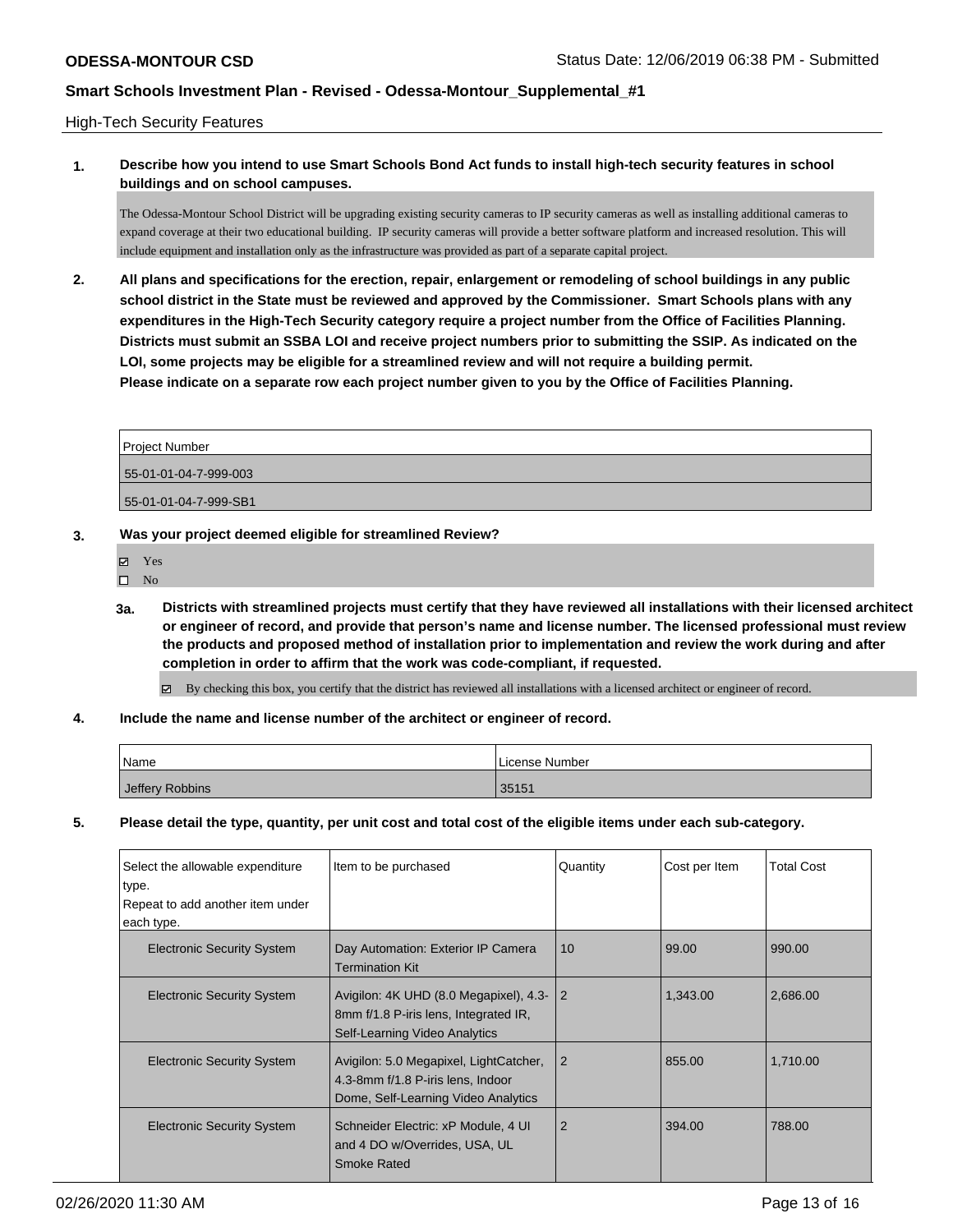High-Tech Security Features

**1. Describe how you intend to use Smart Schools Bond Act funds to install high-tech security features in school buildings and on school campuses.**

The Odessa-Montour School District will be upgrading existing security cameras to IP security cameras as well as installing additional cameras to expand coverage at their two educational building. IP security cameras will provide a better software platform and increased resolution. This will include equipment and installation only as the infrastructure was provided as part of a separate capital project.

**2. All plans and specifications for the erection, repair, enlargement or remodeling of school buildings in any public school district in the State must be reviewed and approved by the Commissioner. Smart Schools plans with any expenditures in the High-Tech Security category require a project number from the Office of Facilities Planning. Districts must submit an SSBA LOI and receive project numbers prior to submitting the SSIP. As indicated on the LOI, some projects may be eligible for a streamlined review and will not require a building permit. Please indicate on a separate row each project number given to you by the Office of Facilities Planning.**

| Project Number |
|---|
| 55-01-01-04-7-999-003 |
| 55-01-01-04-7-999-SB1 |

**3. Was your project deemed eligible for streamlined Review?**

- ☑ Yes
- ☐ No

**3a. Districts with streamlined projects must certify that they have reviewed all installations with their licensed architect or engineer of record, and provide that person's name and license number. The licensed professional must review the products and proposed method of installation prior to implementation and review the work during and after completion in order to affirm that the work was code-compliant, if requested.**

☑ By checking this box, you certify that the district has reviewed all installations with a licensed architect or engineer of record.

**4. Include the name and license number of the architect or engineer of record.**

| Name | License Number |
|---|---|
| Jeffery Robbins | 35151 |

**5. Please detail the type, quantity, per unit cost and total cost of the eligible items under each sub-category.**

| Select the allowable expenditure type. Repeat to add another item under each type. | Item to be purchased | Quantity | Cost per Item | Total Cost |
|---|---|---|---|---|
| Electronic Security System | Day Automation: Exterior IP Camera Termination Kit | 10 | 99.00 | 990.00 |
| Electronic Security System | Avigilon: 4K UHD (8.0 Megapixel), 4.3-8mm f/1.8 P-iris lens, Integrated IR, Self-Learning Video Analytics | 2 | 1,343.00 | 2,686.00 |
| Electronic Security System | Avigilon: 5.0 Megapixel, LightCatcher, 4.3-8mm f/1.8 P-iris lens, Indoor Dome, Self-Learning Video Analytics | 2 | 855.00 | 1,710.00 |
| Electronic Security System | Schneider Electric: xP Module, 4 UI and 4 DO w/Overrides, USA, UL Smoke Rated | 2 | 394.00 | 788.00 |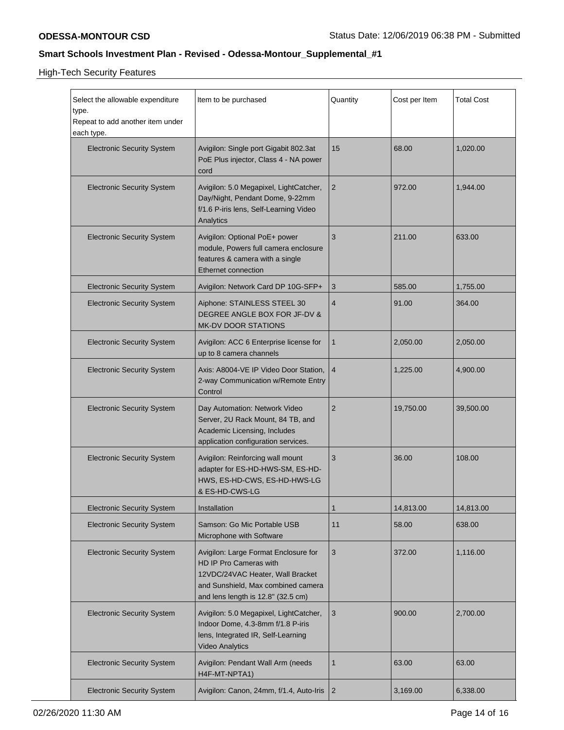**ODESSA-MONTOUR CSD**

Status Date: 12/06/2019 06:38 PM - Submitted

## Smart Schools Investment Plan - Revised - Odessa-Montour_Supplemental_#1

High-Tech Security Features

| Select the allowable expenditure type. Repeat to add another item under each type. | Item to be purchased | Quantity | Cost per Item | Total Cost |
|---|---|---|---|---|
| Electronic Security System | Avigilon: Single port Gigabit 802.3at PoE Plus injector, Class 4 - NA power cord | 15 | 68.00 | 1,020.00 |
| Electronic Security System | Avigilon: 5.0 Megapixel, LightCatcher, Day/Night, Pendant Dome, 9-22mm f/1.6 P-iris lens, Self-Learning Video Analytics | 2 | 972.00 | 1,944.00 |
| Electronic Security System | Avigilon: Optional PoE+ power module, Powers full camera enclosure features & camera with a single Ethernet connection | 3 | 211.00 | 633.00 |
| Electronic Security System | Avigilon: Network Card DP 10G-SFP+ | 3 | 585.00 | 1,755.00 |
| Electronic Security System | Aiphone: STAINLESS STEEL 30 DEGREE ANGLE BOX FOR JF-DV & MK-DV DOOR STATIONS | 4 | 91.00 | 364.00 |
| Electronic Security System | Avigilon: ACC 6 Enterprise license for up to 8 camera channels | 1 | 2,050.00 | 2,050.00 |
| Electronic Security System | Axis: A8004-VE IP Video Door Station, 2-way Communication w/Remote Entry Control | 4 | 1,225.00 | 4,900.00 |
| Electronic Security System | Day Automation: Network Video Server, 2U Rack Mount, 84 TB, and Academic Licensing, Includes application configuration services. | 2 | 19,750.00 | 39,500.00 |
| Electronic Security System | Avigilon: Reinforcing wall mount adapter for ES-HD-HWS-SM, ES-HD-HWS, ES-HD-CWS, ES-HD-HWS-LG & ES-HD-CWS-LG | 3 | 36.00 | 108.00 |
| Electronic Security System | Installation | 1 | 14,813.00 | 14,813.00 |
| Electronic Security System | Samson: Go Mic Portable USB Microphone with Software | 11 | 58.00 | 638.00 |
| Electronic Security System | Avigilon: Large Format Enclosure for HD IP Pro Cameras with 12VDC/24VAC Heater, Wall Bracket and Sunshield, Max combined camera and lens length is 12.8" (32.5 cm) | 3 | 372.00 | 1,116.00 |
| Electronic Security System | Avigilon: 5.0 Megapixel, LightCatcher, Indoor Dome, 4.3-8mm f/1.8 P-iris lens, Integrated IR, Self-Learning Video Analytics | 3 | 900.00 | 2,700.00 |
| Electronic Security System | Avigilon: Pendant Wall Arm (needs H4F-MT-NPTA1) | 1 | 63.00 | 63.00 |
| Electronic Security System | Avigilon: Canon, 24mm, f/1.4, Auto-Iris | 2 | 3,169.00 | 6,338.00 |

02/26/2020 11:30 AM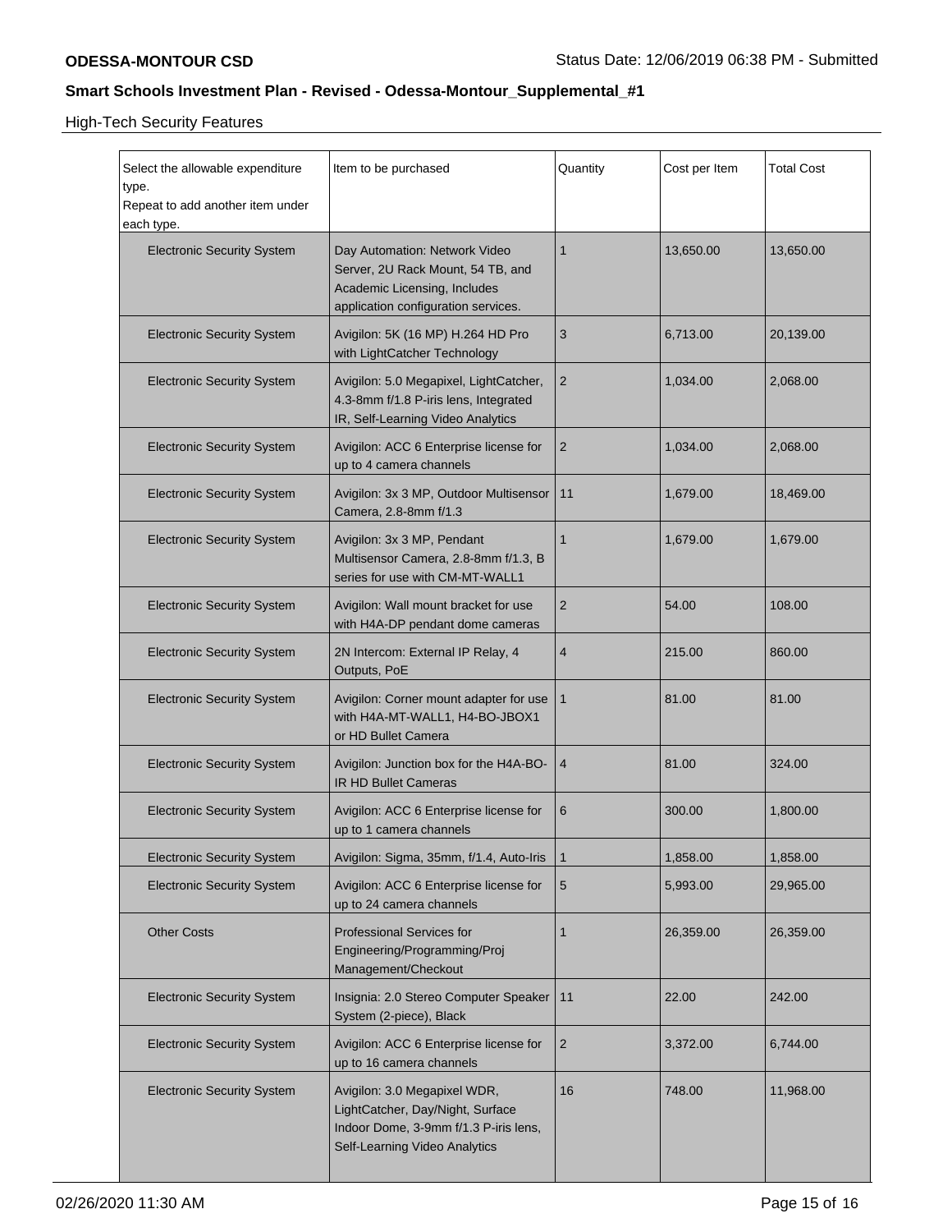High-Tech Security Features

| Select the allowable expenditure type. Repeat to add another item under each type. | Item to be purchased | Quantity | Cost per Item | Total Cost |
|---|---|---|---|---|
| Electronic Security System | Day Automation: Network Video Server, 2U Rack Mount, 54 TB, and Academic Licensing, Includes application configuration services. | 1 | 13,650.00 | 13,650.00 |
| Electronic Security System | Avigilon: 5K (16 MP) H.264 HD Pro with LightCatcher Technology | 3 | 6,713.00 | 20,139.00 |
| Electronic Security System | Avigilon: 5.0 Megapixel, LightCatcher, 4.3-8mm f/1.8 P-iris lens, Integrated IR, Self-Learning Video Analytics | 2 | 1,034.00 | 2,068.00 |
| Electronic Security System | Avigilon: ACC 6 Enterprise license for up to 4 camera channels | 2 | 1,034.00 | 2,068.00 |
| Electronic Security System | Avigilon: 3x 3 MP, Outdoor Multisensor Camera, 2.8-8mm f/1.3 | 11 | 1,679.00 | 18,469.00 |
| Electronic Security System | Avigilon: 3x 3 MP, Pendant Multisensor Camera, 2.8-8mm f/1.3, B series for use with CM-MT-WALL1 | 1 | 1,679.00 | 1,679.00 |
| Electronic Security System | Avigilon: Wall mount bracket for use with H4A-DP pendant dome cameras | 2 | 54.00 | 108.00 |
| Electronic Security System | 2N Intercom: External IP Relay, 4 Outputs, PoE | 4 | 215.00 | 860.00 |
| Electronic Security System | Avigilon: Corner mount adapter for use with H4A-MT-WALL1, H4-BO-JBOX1 or HD Bullet Camera | 1 | 81.00 | 81.00 |
| Electronic Security System | Avigilon: Junction box for the H4A-BO-IR HD Bullet Cameras | 4 | 81.00 | 324.00 |
| Electronic Security System | Avigilon: ACC 6 Enterprise license for up to 1 camera channels | 6 | 300.00 | 1,800.00 |
| Electronic Security System | Avigilon: Sigma, 35mm, f/1.4, Auto-Iris | 1 | 1,858.00 | 1,858.00 |
| Electronic Security System | Avigilon: ACC 6 Enterprise license for up to 24 camera channels | 5 | 5,993.00 | 29,965.00 |
| Other Costs | Professional Services for Engineering/Programming/Proj Management/Checkout | 1 | 26,359.00 | 26,359.00 |
| Electronic Security System | Insignia: 2.0 Stereo Computer Speaker System (2-piece), Black | 11 | 22.00 | 242.00 |
| Electronic Security System | Avigilon: ACC 6 Enterprise license for up to 16 camera channels | 2 | 3,372.00 | 6,744.00 |
| Electronic Security System | Avigilon: 3.0 Megapixel WDR, LightCatcher, Day/Night, Surface Indoor Dome, 3-9mm f/1.3 P-iris lens, Self-Learning Video Analytics | 16 | 748.00 | 11,968.00 |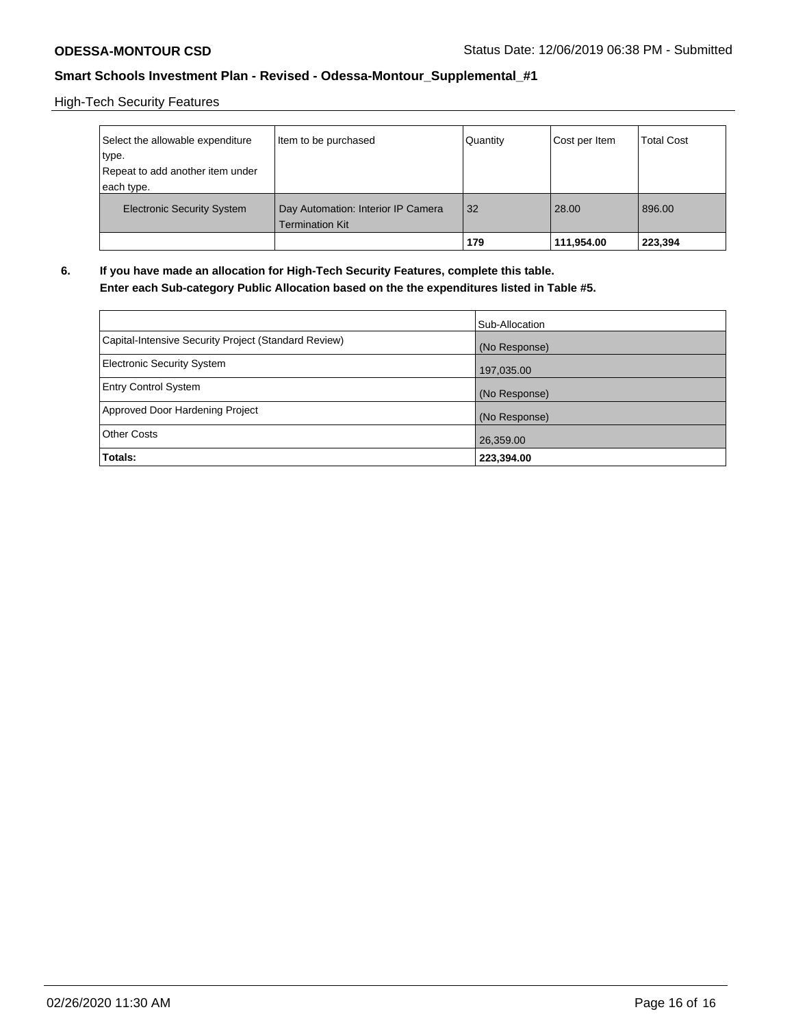High-Tech Security Features

| Select the allowable expenditure type. Repeat to add another item under each type. | Item to be purchased | Quantity | Cost per Item | Total Cost |
|---|---|---|---|---|
| Electronic Security System | Day Automation: Interior IP Camera Termination Kit | 32 | 28.00 | 896.00 |
| | | **179** | **111,954.00** | **223,394** |

**6. If you have made an allocation for High-Tech Security Features, complete this table. Enter each Sub-category Public Allocation based on the the expenditures listed in Table #5.**

| | Sub-Allocation |
|---|---|
| Capital-Intensive Security Project (Standard Review) | (No Response) |
| Electronic Security System | 197,035.00 |
| Entry Control System | (No Response) |
| Approved Door Hardening Project | (No Response) |
| Other Costs | 26,359.00 |
| **Totals:** | **223,394.00** |